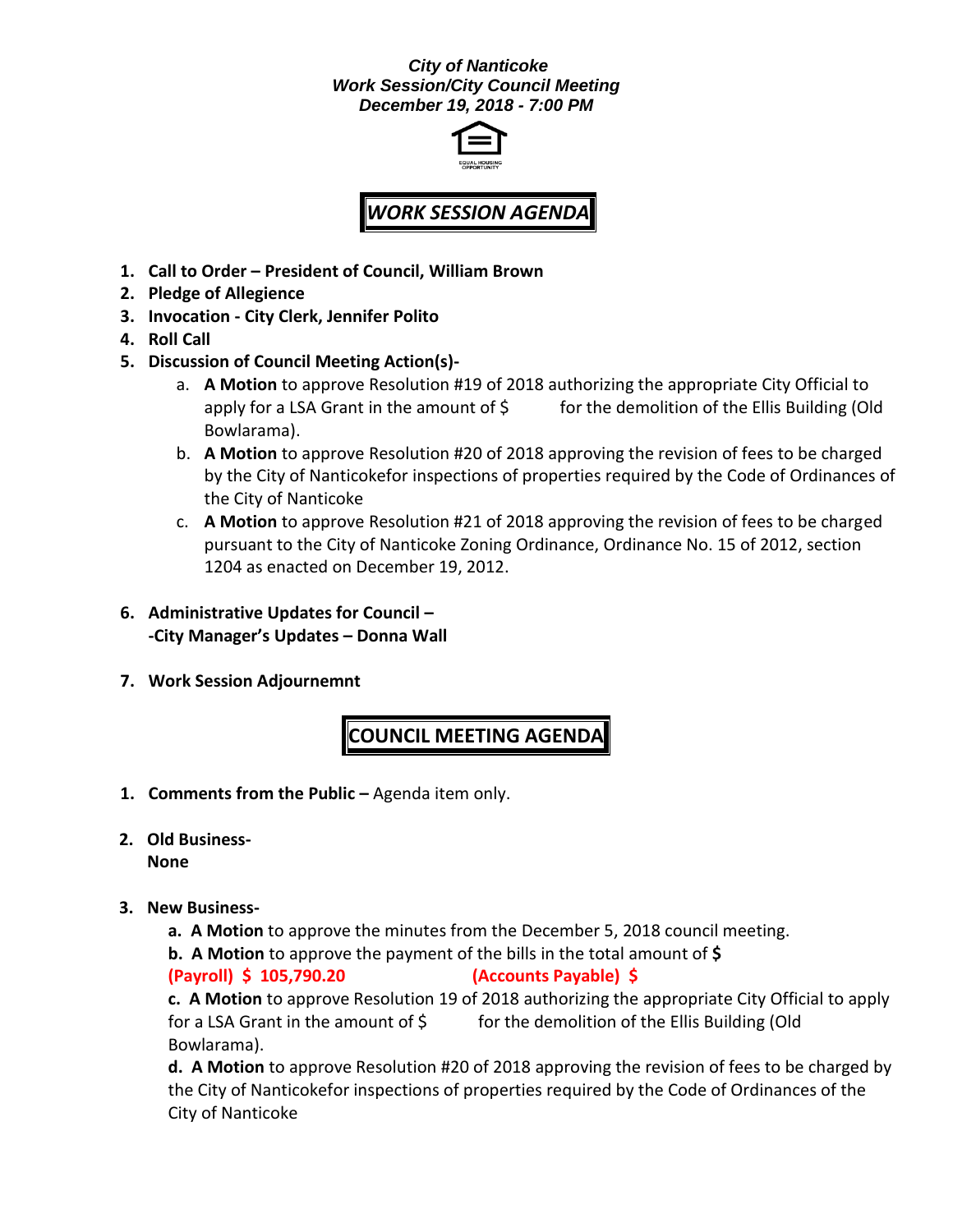***City of Nanticoke***
***Work Session/City Council Meeting***
***December 19, 2018 - 7:00 PM***

## *WORK SESSION AGENDA*

1. **Call to Order – President of Council, William Brown**
2. **Pledge of Allegience**
3. **Invocation - City Clerk, Jennifer Polito**
4. **Roll Call**
5. **Discussion of Council Meeting Action(s)-**
    a. **A Motion** to approve Resolution #19 of 2018 authorizing the appropriate City Official to apply for a LSA Grant in the amount of $ for the demolition of the Ellis Building (Old Bowlarama).
    b. **A Motion** to approve Resolution #20 of 2018 approving the revision of fees to be charged by the City of Nanticokefor inspections of properties required by the Code of Ordinances of the City of Nanticoke
    c. **A Motion** to approve Resolution #21 of 2018 approving the revision of fees to be charged pursuant to the City of Nanticoke Zoning Ordinance, Ordinance No. 15 of 2012, section 1204 as enacted on December 19, 2012.

6. **Administrative Updates for Council –**
   **-City Manager's Updates – Donna Wall**

7. **Work Session Adjournemnt**

## COUNCIL MEETING AGENDA

1. **Comments from the Public –** Agenda item only.

2. **Old Business-**
   **None**

3. **New Business-**
   **a. A Motion** to approve the minutes from the December 5, 2018 council meeting.
   **b. A Motion** to approve the payment of the bills in the total amount of **$**
   **(Payroll) $ 105,790.20** **(Accounts Payable) $**
   **c. A Motion** to approve Resolution 19 of 2018 authorizing the appropriate City Official to apply for a LSA Grant in the amount of $ for the demolition of the Ellis Building (Old Bowlarama).
   **d. A Motion** to approve Resolution #20 of 2018 approving the revision of fees to be charged by the City of Nanticokefor inspections of properties required by the Code of Ordinances of the City of Nanticoke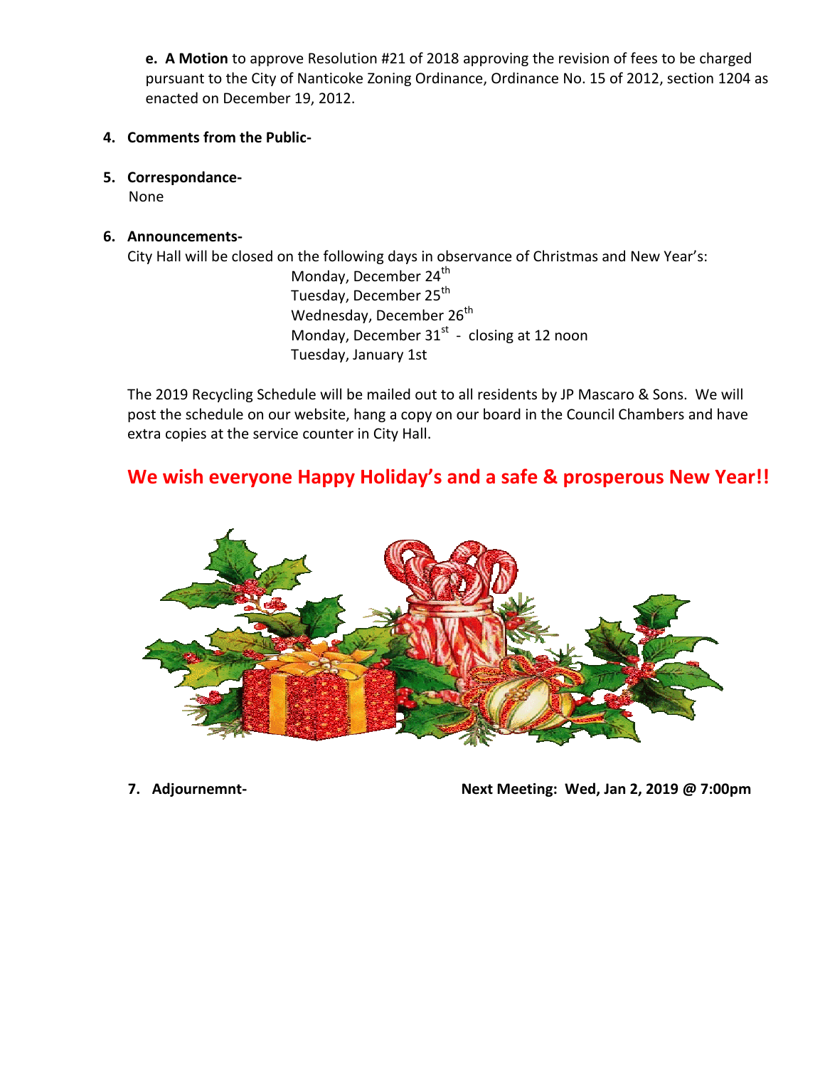**e. A Motion** to approve Resolution #21 of 2018 approving the revision of fees to be charged pursuant to the City of Nanticoke Zoning Ordinance, Ordinance No. 15 of 2012, section 1204 as enacted on December 19, 2012.

4. **Comments from the Public-**

5. **Correspondance-**
   None

6. **Announcements-**
   City Hall will be closed on the following days in observance of Christmas and New Year's:
   
   Monday, December 24th
   Tuesday, December 25th
   Wednesday, December 26th
   Monday, December 31st - closing at 12 noon
   Tuesday, January 1st

   The 2019 Recycling Schedule will be mailed out to all residents by JP Mascaro & Sons. We will post the schedule on our website, hang a copy on our board in the Council Chambers and have extra copies at the service counter in City Hall.

**We wish everyone Happy Holiday's and a safe & prosperous New Year!!**

7. **Adjournemnt-** **Next Meeting: Wed, Jan 2, 2019 @ 7:00pm**